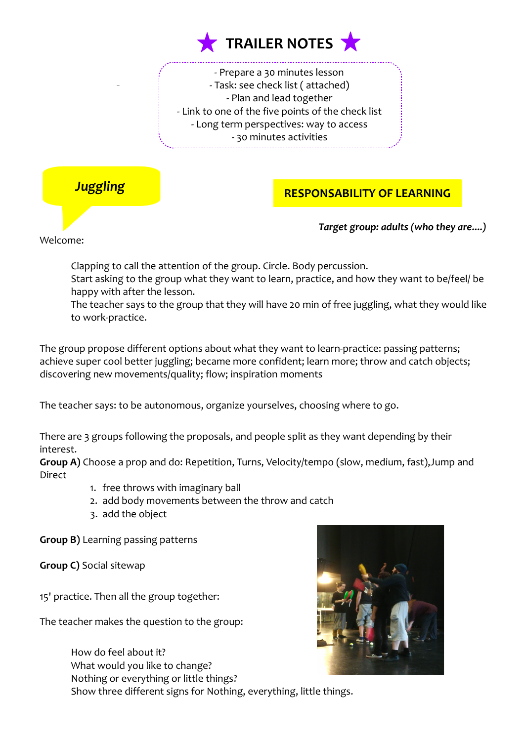# ★ TRAILER NOTES ★

- Prepare a 30 minutes lesson
- Task: see check list ( attached)
- Plan and lead together
- Link to one of the five points of the check list
- Long term perspectives: way to access
- 30 minutes activities

## *Juggling*

## RESPONSABILITY OF LEARNING

***Target group: adults (who they are....)***

Welcome:

> Clapping to call the attention of the group. Circle. Body percussion.
> Start asking to the group what they want to learn, practice, and how they want to be/feel/ be happy with after the lesson.
> The teacher says to the group that they will have 20 min of free juggling, what they would like to work-practice.

The group propose different options about what they want to learn-practice: passing patterns; achieve super cool better juggling; became more confident; learn more; throw and catch objects; discovering new movements/quality; flow; inspiration moments

The teacher says: to be autonomous, organize yourselves, choosing where to go.

There are 3 groups following the proposals, and people split as they want depending by their interest.

**Group A)** Choose a prop and do: Repetition, Turns, Velocity/tempo (slow, medium, fast),Jump and Direct

1. free throws with imaginary ball
2. add body movements between the throw and catch
3. add the object

**Group B)** Learning passing patterns

**Group C)** Social sitewap

15' practice. Then all the group together:

The teacher makes the question to the group:

> How do feel about it?
> What would you like to change?
> Nothing or everything or little things?
> Show three different signs for Nothing, everything, little things.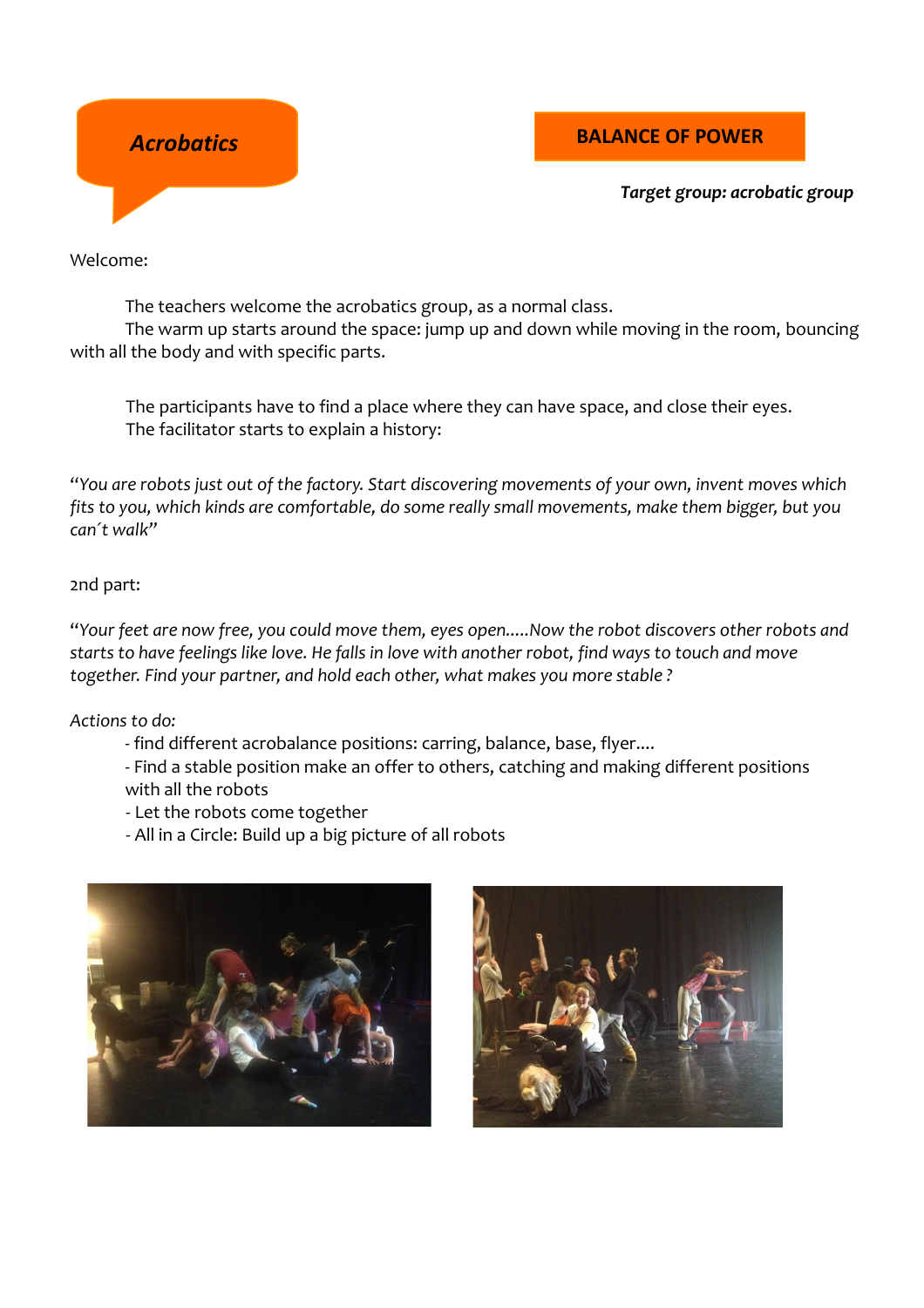*Acrobatics*

**BALANCE OF POWER**

***Target group: acrobatic group***

Welcome:

The teachers welcome the acrobatics group, as a normal class.
The warm up starts around the space: jump up and down while moving in the room, bouncing with all the body and with specific parts.

The participants have to find a place where they can have space, and close their eyes.
The facilitator starts to explain a history:

*"You are robots just out of the factory. Start discovering movements of your own, invent moves which fits to you, which kinds are comfortable, do some really small movements, make them bigger, but you can´t walk"*

2nd part:

*"Your feet are now free, you could move them, eyes open.....Now the robot discovers other robots and starts to have feelings like love. He falls in love with another robot, find ways to touch and move together. Find your partner, and hold each other, what makes you more stable ?*

*Actions to do:*

- find different acrobalance positions: carring, balance, base, flyer....
- Find a stable position make an offer to others, catching and making different positions with all the robots
- Let the robots come together
- All in a Circle: Build up a big picture of all robots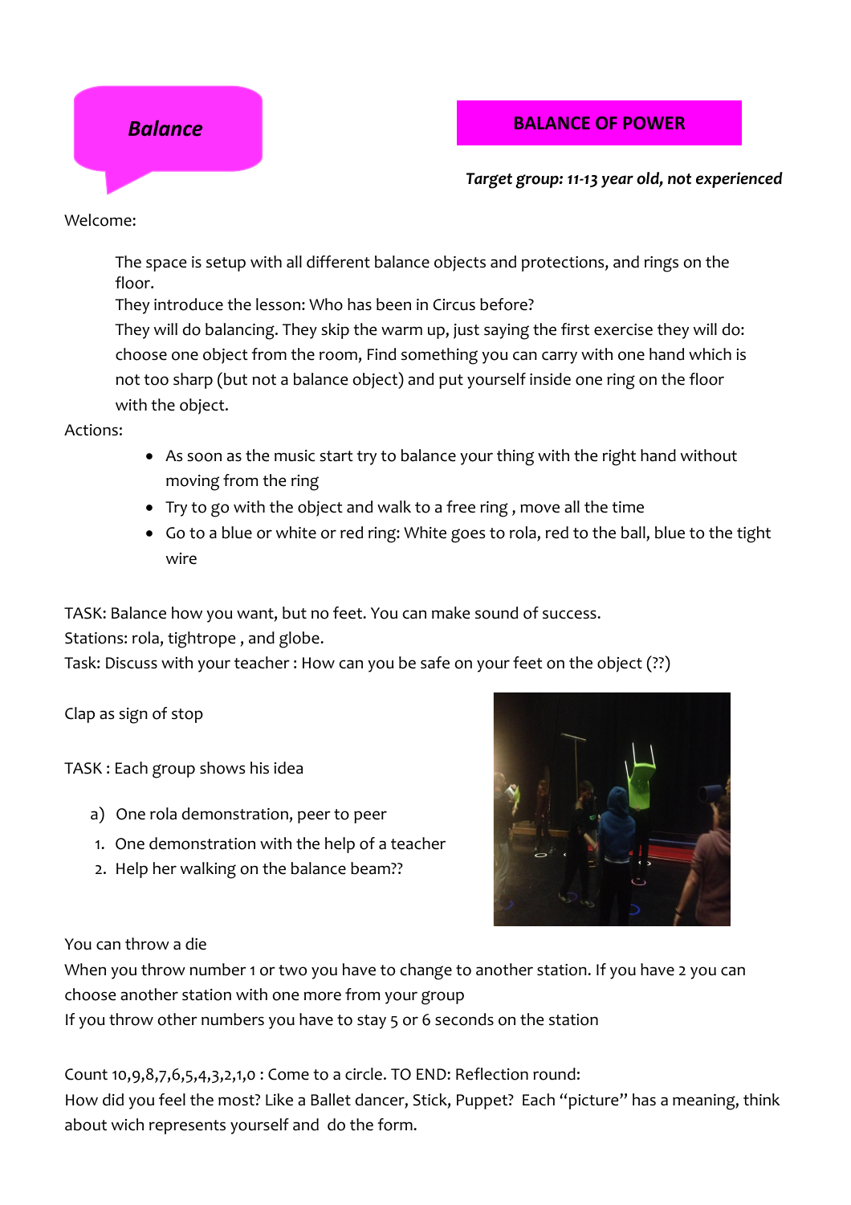# Balance

## BALANCE OF POWER

***Target group: 11-13 year old, not experienced***

Welcome:

The space is setup with all different balance objects and protections, and rings on the floor.
They introduce the lesson: Who has been in Circus before?
They will do balancing. They skip the warm up, just saying the first exercise they will do: choose one object from the room, Find something you can carry with one hand which is not too sharp (but not a balance object) and put yourself inside one ring on the floor with the object.

Actions:

- As soon as the music start try to balance your thing with the right hand without moving from the ring
- Try to go with the object and walk to a free ring , move all the time
- Go to a blue or white or red ring: White goes to rola, red to the ball, blue to the tight wire

TASK: Balance how you want, but no feet. You can make sound of success.
Stations: rola, tightrope , and globe.
Task: Discuss with your teacher : How can you be safe on your feet on the object (??)

Clap as sign of stop

TASK : Each group shows his idea

a) One rola demonstration, peer to peer

1. One demonstration with the help of a teacher
2. Help her walking on the balance beam??

You can throw a die
When you throw number 1 or two you have to change to another station. If you have 2 you can choose another station with one more from your group
If you throw other numbers you have to stay 5 or 6 seconds on the station

Count 10,9,8,7,6,5,4,3,2,1,0 : Come to a circle. TO END: Reflection round:
How did you feel the most? Like a Ballet dancer, Stick, Puppet? Each "picture" has a meaning, think about wich represents yourself and do the form.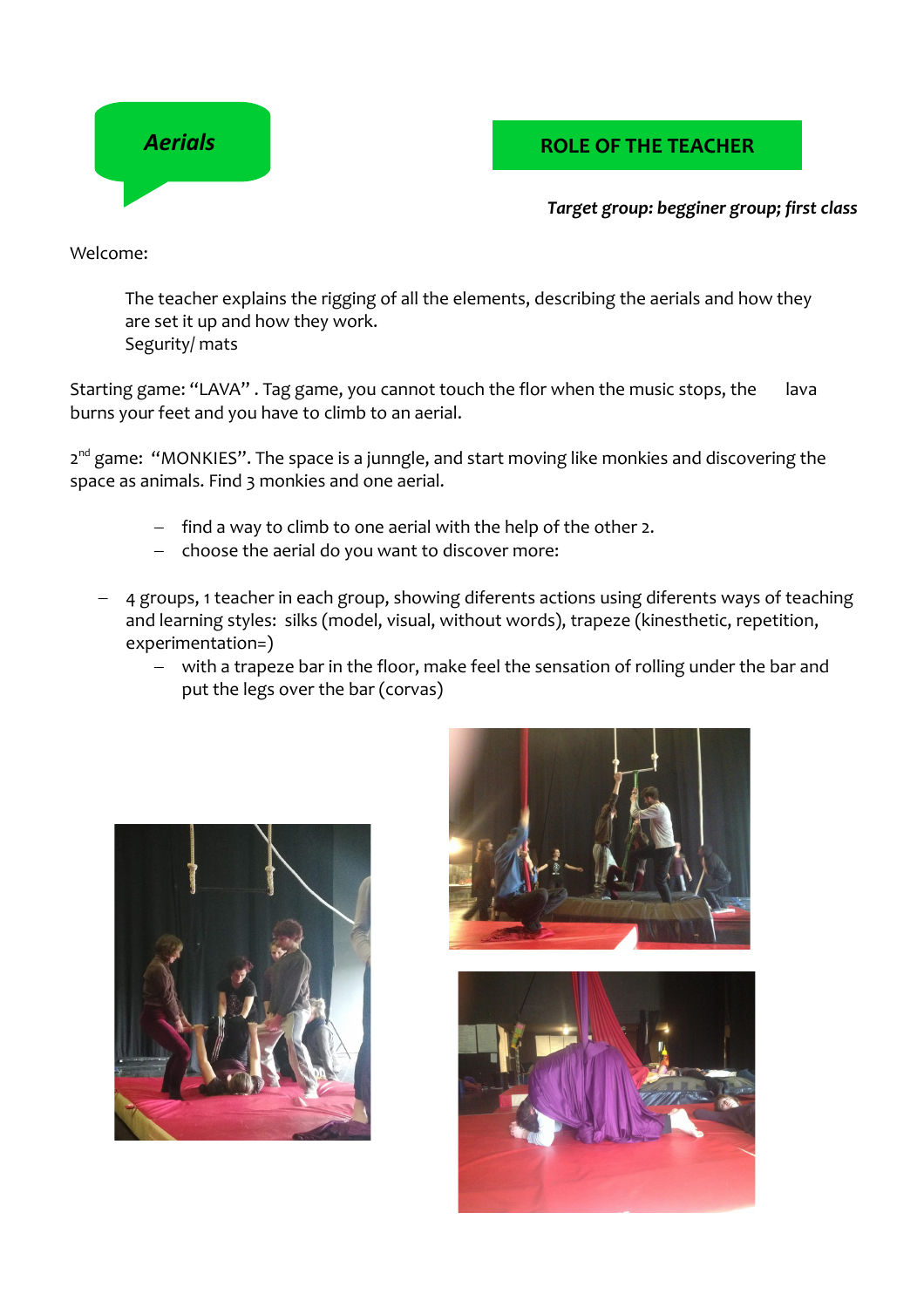## *Aerials*

## ROLE OF THE TEACHER

***Target group: begginer group; first class***

Welcome:

The teacher explains the rigging of all the elements, describing the aerials and how they are set it up and how they work.
Segurity/ mats

Starting game: "LAVA" . Tag game, you cannot touch the flor when the music stops, the lava burns your feet and you have to climb to an aerial.

2nd game: "MONKIES". The space is a junngle, and start moving like monkies and discovering the space as animals. Find 3 monkies and one aerial.

- find a way to climb to one aerial with the help of the other 2.
- choose the aerial do you want to discover more:

- 4 groups, 1 teacher in each group, showing diferents actions using diferents ways of teaching and learning styles: silks (model, visual, without words), trapeze (kinesthetic, repetition, experimentation=)
  - with a trapeze bar in the floor, make feel the sensation of rolling under the bar and put the legs over the bar (corvas)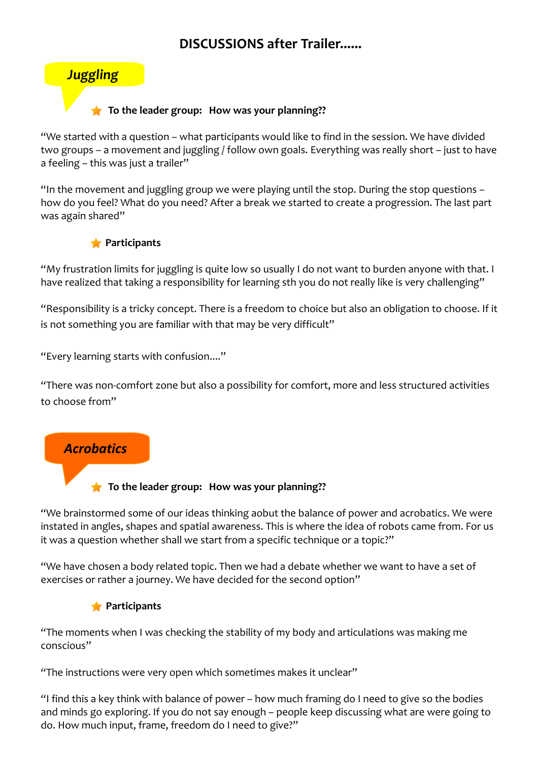# DISCUSSIONS after Trailer......

## *Juggling*

**To the leader group: How was your planning??**

"We started with a question – what participants would like to find in the session. We have divided two groups – a movement and juggling / follow own goals. Everything was really short – just to have a feeling – this was just a trailer"

"In the movement and juggling group we were playing until the stop. During the stop questions – how do you feel? What do you need? After a break we started to create a progression. The last part was again shared"

**Participants**

"My frustration limits for juggling is quite low so usually I do not want to burden anyone with that. I have realized that taking a responsibility for learning sth you do not really like is very challenging"

"Responsibility is a tricky concept. There is a freedom to choice but also an obligation to choose. If it is not something you are familiar with that may be very difficult"

"Every learning starts with confusion...."

"There was non-comfort zone but also a possibility for comfort, more and less structured activities to choose from"

## *Acrobatics*

**To the leader group: How was your planning??**

"We brainstormed some of our ideas thinking aobut the balance of power and acrobatics. We were instated in angles, shapes and spatial awareness. This is where the idea of robots came from. For us it was a question whether shall we start from a specific technique or a topic?"

"We have chosen a body related topic. Then we had a debate whether we want to have a set of exercises or rather a journey. We have decided for the second option"

**Participants**

"The moments when I was checking the stability of my body and articulations was making me conscious"

"The instructions were very open which sometimes makes it unclear"

"I find this a key think with balance of power – how much framing do I need to give so the bodies and minds go exploring. If you do not say enough – people keep discussing what are were going to do. How much input, frame, freedom do I need to give?"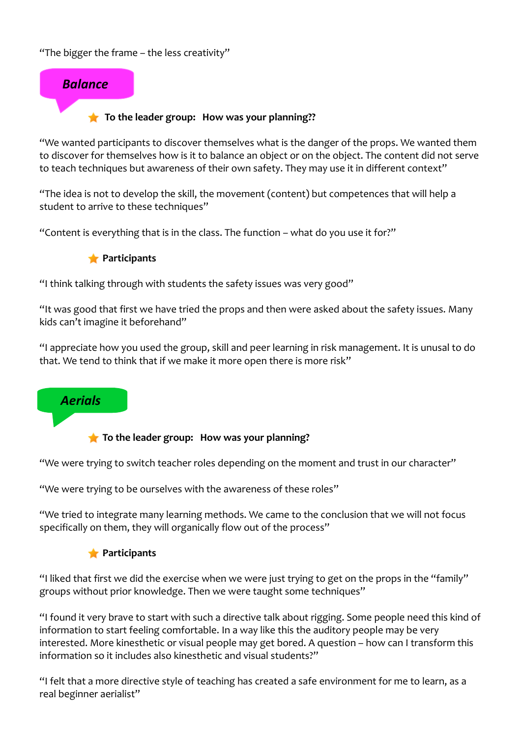"The bigger the frame – the less creativity"

## *Balance*

**To the leader group: How was your planning??**

"We wanted participants to discover themselves what is the danger of the props. We wanted them to discover for themselves how is it to balance an object or on the object. The content did not serve to teach techniques but awareness of their own safety. They may use it in different context"

"The idea is not to develop the skill, the movement (content) but competences that will help a student to arrive to these techniques"

"Content is everything that is in the class. The function – what do you use it for?"

**Participants**

"I think talking through with students the safety issues was very good"

"It was good that first we have tried the props and then were asked about the safety issues. Many kids can't imagine it beforehand"

"I appreciate how you used the group, skill and peer learning in risk management. It is unusal to do that. We tend to think that if we make it more open there is more risk"

## *Aerials*

**To the leader group: How was your planning?**

"We were trying to switch teacher roles depending on the moment and trust in our character"

"We were trying to be ourselves with the awareness of these roles"

"We tried to integrate many learning methods. We came to the conclusion that we will not focus specifically on them, they will organically flow out of the process"

**Participants**

"I liked that first we did the exercise when we were just trying to get on the props in the "family" groups without prior knowledge. Then we were taught some techniques"

"I found it very brave to start with such a directive talk about rigging. Some people need this kind of information to start feeling comfortable. In a way like this the auditory people may be very interested. More kinesthetic or visual people may get bored. A question – how can I transform this information so it includes also kinesthetic and visual students?"

"I felt that a more directive style of teaching has created a safe environment for me to learn, as a real beginner aerialist"